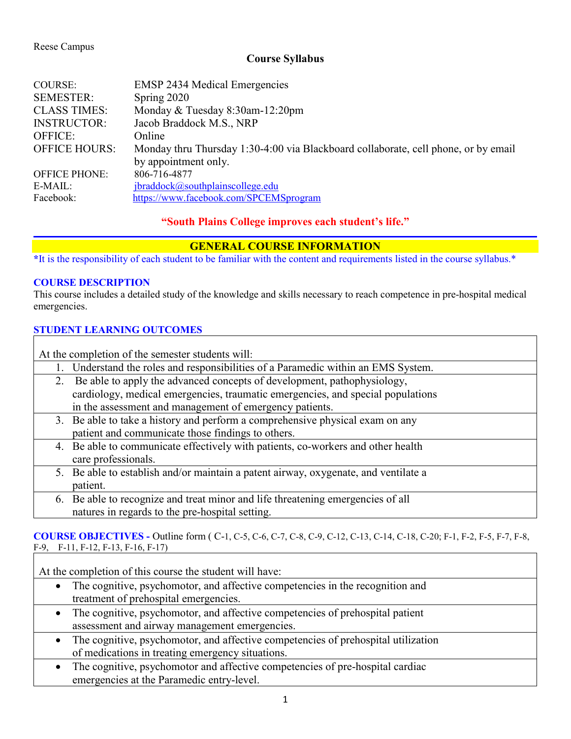Reese Campus

# Course Syllabus

| | |
|---|---|
| COURSE: | EMSP 2434 Medical Emergencies |
| SEMESTER: | Spring 2020 |
| CLASS TIMES: | Monday & Tuesday 8:30am-12:20pm |
| INSTRUCTOR: | Jacob Braddock M.S., NRP |
| OFFICE: | Online |
| OFFICE HOURS: | Monday thru Thursday 1:30-4:00 via Blackboard collaborate, cell phone, or by email by appointment only. |
| OFFICE PHONE: | 806-716-4877 |
| E-MAIL: | jbraddock@southplainscollege.edu |
| Facebook: | https://www.facebook.com/SPCEMSprogram |

**"South Plains College improves each student's life."**

## GENERAL COURSE INFORMATION

*It is the responsibility of each student to be familiar with the content and requirements listed in the course syllabus.*

### COURSE DESCRIPTION

This course includes a detailed study of the knowledge and skills necessary to reach competence in pre-hospital medical emergencies.

### STUDENT LEARNING OUTCOMES

At the completion of the semester students will:

1. Understand the roles and responsibilities of a Paramedic within an EMS System.
2. Be able to apply the advanced concepts of development, pathophysiology, cardiology, medical emergencies, traumatic emergencies, and special populations in the assessment and management of emergency patients.
3. Be able to take a history and perform a comprehensive physical exam on any patient and communicate those findings to others.
4. Be able to communicate effectively with patients, co-workers and other health care professionals.
5. Be able to establish and/or maintain a patent airway, oxygenate, and ventilate a patient.
6. Be able to recognize and treat minor and life threatening emergencies of all natures in regards to the pre-hospital setting.

### COURSE OBJECTIVES - Outline form ( C-1, C-5, C-6, C-7, C-8, C-9, C-12, C-13, C-14, C-18, C-20; F-1, F-2, F-5, F-7, F-8, F-9, F-11, F-12, F-13, F-16, F-17)

At the completion of this course the student will have:

- The cognitive, psychomotor, and affective competencies in the recognition and treatment of prehospital emergencies.
- The cognitive, psychomotor, and affective competencies of prehospital patient assessment and airway management emergencies.
- The cognitive, psychomotor, and affective competencies of prehospital utilization of medications in treating emergency situations.
- The cognitive, psychomotor and affective competencies of pre-hospital cardiac emergencies at the Paramedic entry-level.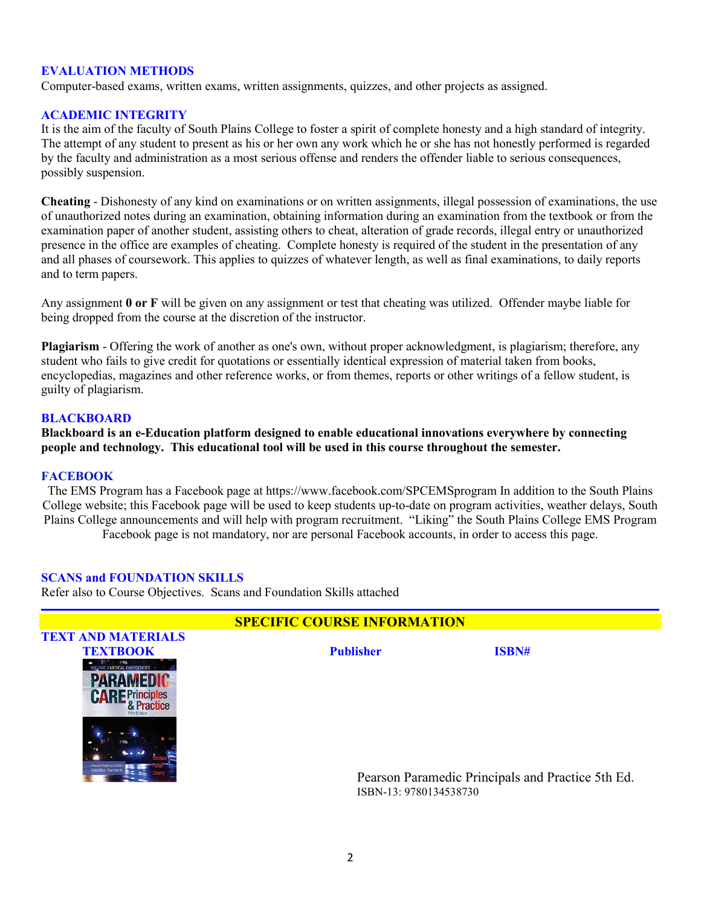## EVALUATION METHODS

Computer-based exams, written exams, written assignments, quizzes, and other projects as assigned.

## ACADEMIC INTEGRITY

It is the aim of the faculty of South Plains College to foster a spirit of complete honesty and a high standard of integrity. The attempt of any student to present as his or her own any work which he or she has not honestly performed is regarded by the faculty and administration as a most serious offense and renders the offender liable to serious consequences, possibly suspension.

**Cheating** - Dishonesty of any kind on examinations or on written assignments, illegal possession of examinations, the use of unauthorized notes during an examination, obtaining information during an examination from the textbook or from the examination paper of another student, assisting others to cheat, alteration of grade records, illegal entry or unauthorized presence in the office are examples of cheating. Complete honesty is required of the student in the presentation of any and all phases of coursework. This applies to quizzes of whatever length, as well as final examinations, to daily reports and to term papers.

Any assignment **0 or F** will be given on any assignment or test that cheating was utilized. Offender maybe liable for being dropped from the course at the discretion of the instructor.

**Plagiarism** - Offering the work of another as one's own, without proper acknowledgment, is plagiarism; therefore, any student who fails to give credit for quotations or essentially identical expression of material taken from books, encyclopedias, magazines and other reference works, or from themes, reports or other writings of a fellow student, is guilty of plagiarism.

## BLACKBOARD

**Blackboard is an e-Education platform designed to enable educational innovations everywhere by connecting people and technology. This educational tool will be used in this course throughout the semester.**

## FACEBOOK

The EMS Program has a Facebook page at https://www.facebook.com/SPCEMSprogram In addition to the South Plains College website; this Facebook page will be used to keep students up-to-date on program activities, weather delays, South Plains College announcements and will help with program recruitment. "Liking" the South Plains College EMS Program Facebook page is not mandatory, nor are personal Facebook accounts, in order to access this page.

## SCANS and FOUNDATION SKILLS

Refer also to Course Objectives. Scans and Foundation Skills attached

## SPECIFIC COURSE INFORMATION

### TEXT AND MATERIALS

| TEXTBOOK | Publisher | ISBN# |
|---|---|---|
| | Pearson Paramedic Principals and Practice 5th Ed. | ISBN-13: 9780134538730 |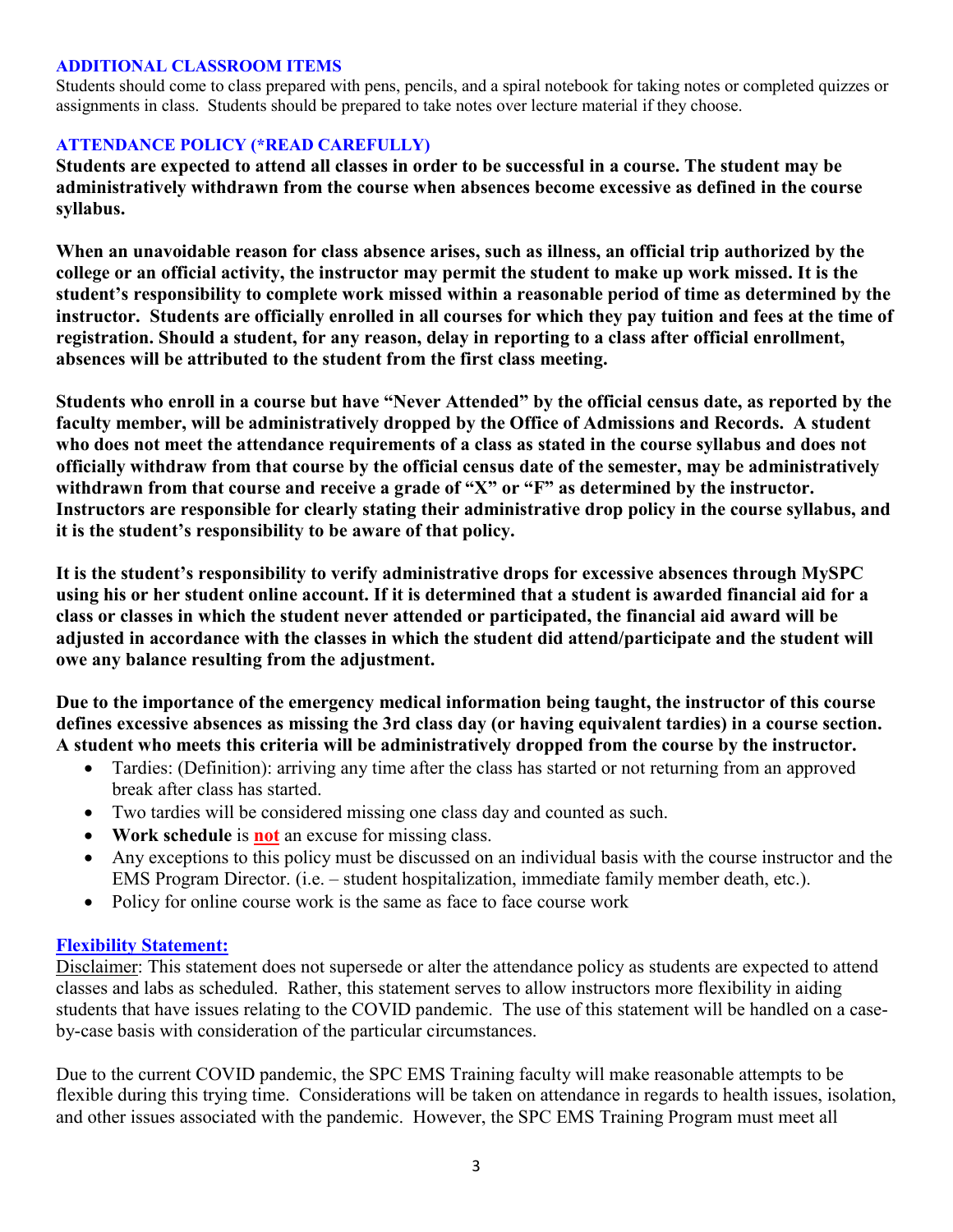### ADDITIONAL CLASSROOM ITEMS

Students should come to class prepared with pens, pencils, and a spiral notebook for taking notes or completed quizzes or assignments in class. Students should be prepared to take notes over lecture material if they choose.

### ATTENDANCE POLICY (*READ CAREFULLY)

**Students are expected to attend all classes in order to be successful in a course. The student may be administratively withdrawn from the course when absences become excessive as defined in the course syllabus.**

**When an unavoidable reason for class absence arises, such as illness, an official trip authorized by the college or an official activity, the instructor may permit the student to make up work missed. It is the student's responsibility to complete work missed within a reasonable period of time as determined by the instructor. Students are officially enrolled in all courses for which they pay tuition and fees at the time of registration. Should a student, for any reason, delay in reporting to a class after official enrollment, absences will be attributed to the student from the first class meeting.**

**Students who enroll in a course but have "Never Attended" by the official census date, as reported by the faculty member, will be administratively dropped by the Office of Admissions and Records. A student who does not meet the attendance requirements of a class as stated in the course syllabus and does not officially withdraw from that course by the official census date of the semester, may be administratively withdrawn from that course and receive a grade of "X" or "F" as determined by the instructor. Instructors are responsible for clearly stating their administrative drop policy in the course syllabus, and it is the student's responsibility to be aware of that policy.**

**It is the student's responsibility to verify administrative drops for excessive absences through MySPC using his or her student online account. If it is determined that a student is awarded financial aid for a class or classes in which the student never attended or participated, the financial aid award will be adjusted in accordance with the classes in which the student did attend/participate and the student will owe any balance resulting from the adjustment.**

**Due to the importance of the emergency medical information being taught, the instructor of this course defines excessive absences as missing the 3rd class day (or having equivalent tardies) in a course section. A student who meets this criteria will be administratively dropped from the course by the instructor.**

- Tardies: (Definition): arriving any time after the class has started or not returning from an approved break after class has started.
- Two tardies will be considered missing one class day and counted as such.
- **Work schedule** is **not** an excuse for missing class.
- Any exceptions to this policy must be discussed on an individual basis with the course instructor and the EMS Program Director. (i.e. – student hospitalization, immediate family member death, etc.).
- Policy for online course work is the same as face to face course work

### Flexibility Statement:

Disclaimer: This statement does not supersede or alter the attendance policy as students are expected to attend classes and labs as scheduled. Rather, this statement serves to allow instructors more flexibility in aiding students that have issues relating to the COVID pandemic. The use of this statement will be handled on a case-by-case basis with consideration of the particular circumstances.

Due to the current COVID pandemic, the SPC EMS Training faculty will make reasonable attempts to be flexible during this trying time. Considerations will be taken on attendance in regards to health issues, isolation, and other issues associated with the pandemic. However, the SPC EMS Training Program must meet all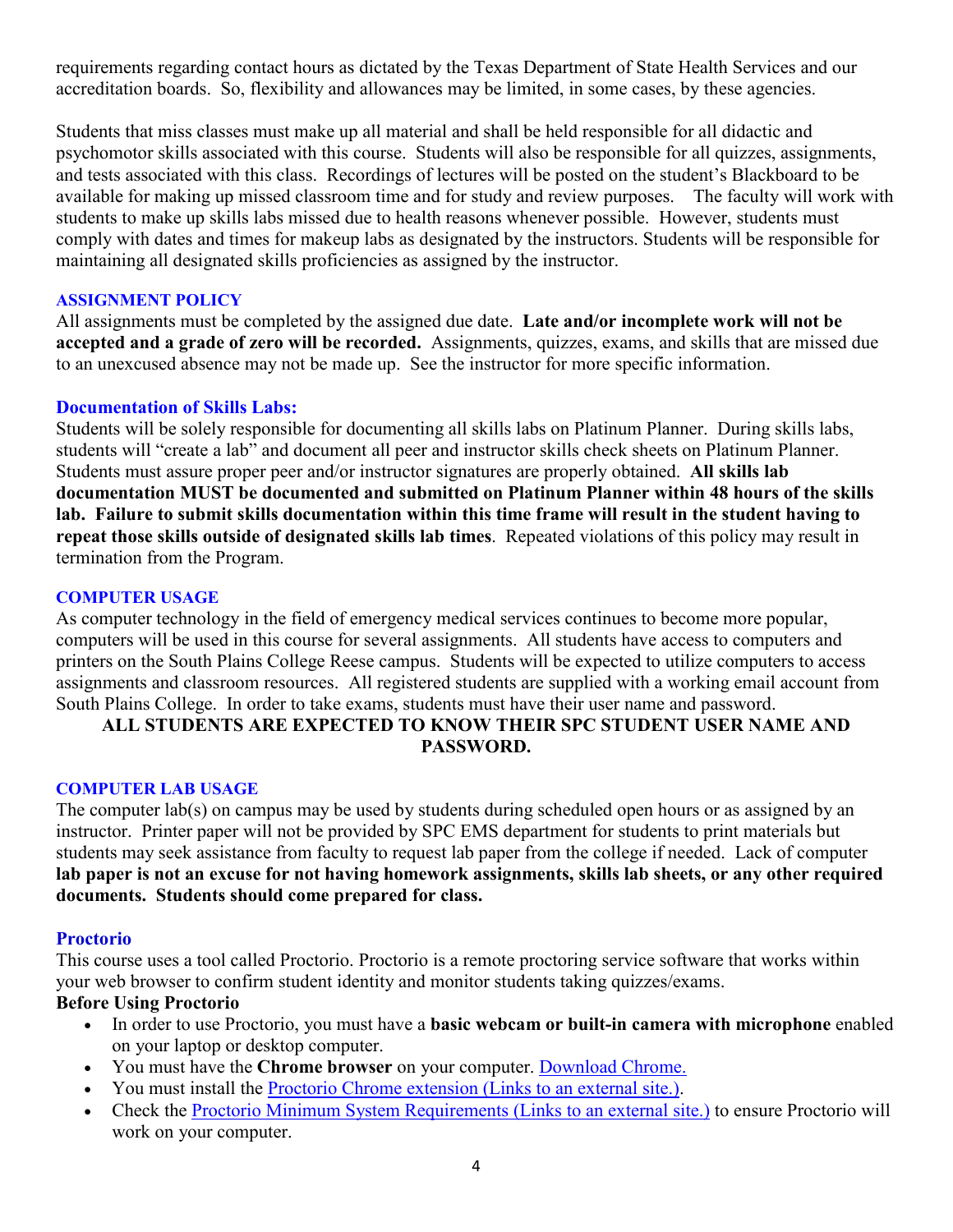requirements regarding contact hours as dictated by the Texas Department of State Health Services and our accreditation boards. So, flexibility and allowances may be limited, in some cases, by these agencies.

Students that miss classes must make up all material and shall be held responsible for all didactic and psychomotor skills associated with this course. Students will also be responsible for all quizzes, assignments, and tests associated with this class. Recordings of lectures will be posted on the student's Blackboard to be available for making up missed classroom time and for study and review purposes. The faculty will work with students to make up skills labs missed due to health reasons whenever possible. However, students must comply with dates and times for makeup labs as designated by the instructors. Students will be responsible for maintaining all designated skills proficiencies as assigned by the instructor.

### ASSIGNMENT POLICY

All assignments must be completed by the assigned due date. **Late and/or incomplete work will not be accepted and a grade of zero will be recorded.** Assignments, quizzes, exams, and skills that are missed due to an unexcused absence may not be made up. See the instructor for more specific information.

### Documentation of Skills Labs:

Students will be solely responsible for documenting all skills labs on Platinum Planner. During skills labs, students will "create a lab" and document all peer and instructor skills check sheets on Platinum Planner. Students must assure proper peer and/or instructor signatures are properly obtained. **All skills lab documentation MUST be documented and submitted on Platinum Planner within 48 hours of the skills lab. Failure to submit skills documentation within this time frame will result in the student having to repeat those skills outside of designated skills lab times**. Repeated violations of this policy may result in termination from the Program.

### COMPUTER USAGE

As computer technology in the field of emergency medical services continues to become more popular, computers will be used in this course for several assignments. All students have access to computers and printers on the South Plains College Reese campus. Students will be expected to utilize computers to access assignments and classroom resources. All registered students are supplied with a working email account from South Plains College. In order to take exams, students must have their user name and password.

**ALL STUDENTS ARE EXPECTED TO KNOW THEIR SPC STUDENT USER NAME AND PASSWORD.**

### COMPUTER LAB USAGE

The computer lab(s) on campus may be used by students during scheduled open hours or as assigned by an instructor. Printer paper will not be provided by SPC EMS department for students to print materials but students may seek assistance from faculty to request lab paper from the college if needed. Lack of computer **lab paper is not an excuse for not having homework assignments, skills lab sheets, or any other required documents. Students should come prepared for class.**

### Proctorio

This course uses a tool called Proctorio. Proctorio is a remote proctoring service software that works within your web browser to confirm student identity and monitor students taking quizzes/exams.

**Before Using Proctorio**

- In order to use Proctorio, you must have a **basic webcam or built-in camera with microphone** enabled on your laptop or desktop computer.
- You must have the **Chrome browser** on your computer. Download Chrome.
- You must install the Proctorio Chrome extension (Links to an external site.).
- Check the Proctorio Minimum System Requirements (Links to an external site.) to ensure Proctorio will work on your computer.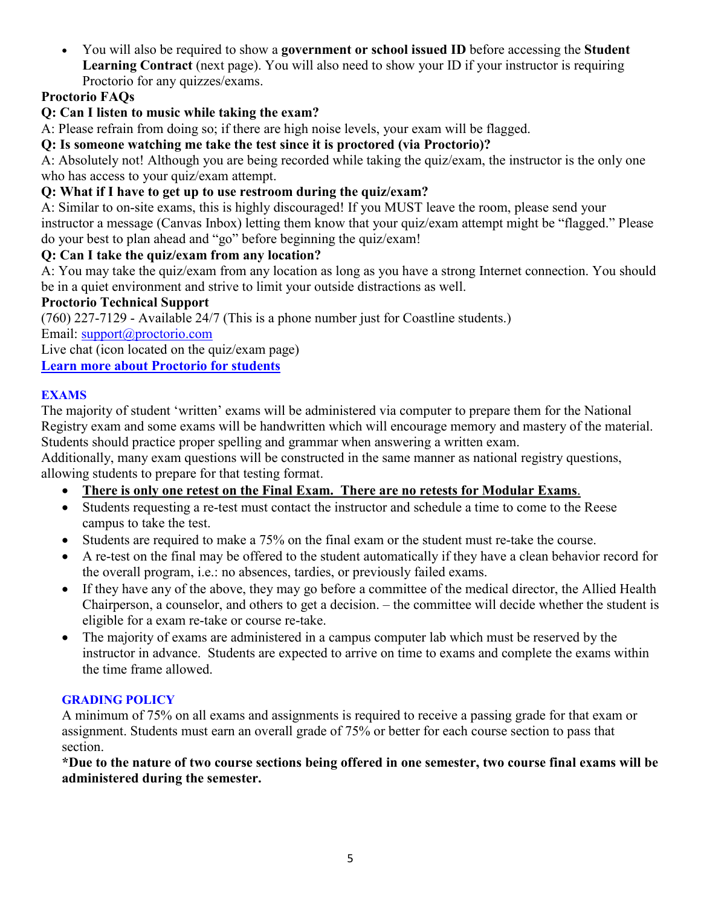- You will also be required to show a **government or school issued ID** before accessing the **Student Learning Contract** (next page). You will also need to show your ID if your instructor is requiring Proctorio for any quizzes/exams.

**Proctorio FAQs**

**Q: Can I listen to music while taking the exam?**

A: Please refrain from doing so; if there are high noise levels, your exam will be flagged.

**Q: Is someone watching me take the test since it is proctored (via Proctorio)?**

A: Absolutely not! Although you are being recorded while taking the quiz/exam, the instructor is the only one who has access to your quiz/exam attempt.

**Q: What if I have to get up to use restroom during the quiz/exam?**

A: Similar to on-site exams, this is highly discouraged! If you MUST leave the room, please send your instructor a message (Canvas Inbox) letting them know that your quiz/exam attempt might be "flagged." Please do your best to plan ahead and "go" before beginning the quiz/exam!

**Q: Can I take the quiz/exam from any location?**

A: You may take the quiz/exam from any location as long as you have a strong Internet connection. You should be in a quiet environment and strive to limit your outside distractions as well.

**Proctorio Technical Support**

(760) 227-7129 - Available 24/7 (This is a phone number just for Coastline students.)

Email: support@proctorio.com

Live chat (icon located on the quiz/exam page)

**Learn more about Proctorio for students**

## EXAMS

The majority of student 'written' exams will be administered via computer to prepare them for the National Registry exam and some exams will be handwritten which will encourage memory and mastery of the material. Students should practice proper spelling and grammar when answering a written exam.

Additionally, many exam questions will be constructed in the same manner as national registry questions, allowing students to prepare for that testing format.

- **<u>There is only one retest on the Final Exam. There are no retests for Modular Exams</u>**.
- Students requesting a re-test must contact the instructor and schedule a time to come to the Reese campus to take the test.
- Students are required to make a 75% on the final exam or the student must re-take the course.
- A re-test on the final may be offered to the student automatically if they have a clean behavior record for the overall program, i.e.: no absences, tardies, or previously failed exams.
- If they have any of the above, they may go before a committee of the medical director, the Allied Health Chairperson, a counselor, and others to get a decision. – the committee will decide whether the student is eligible for a exam re-take or course re-take.
- The majority of exams are administered in a campus computer lab which must be reserved by the instructor in advance. Students are expected to arrive on time to exams and complete the exams within the time frame allowed.

## GRADING POLICY

A minimum of 75% on all exams and assignments is required to receive a passing grade for that exam or assignment. Students must earn an overall grade of 75% or better for each course section to pass that section.

**\*Due to the nature of two course sections being offered in one semester, two course final exams will be administered during the semester.**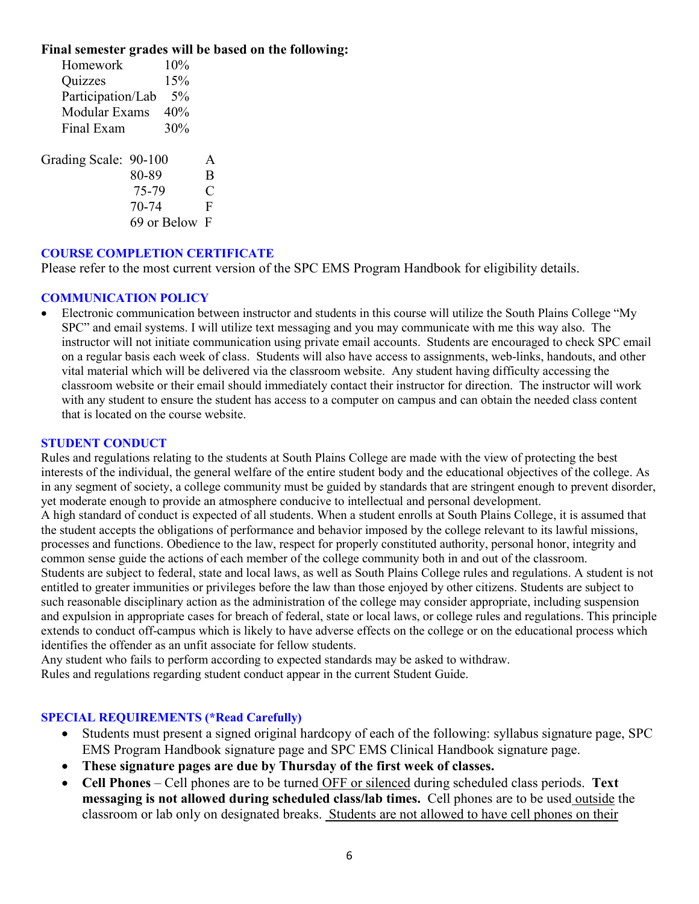**Final semester grades will be based on the following:**

| | |
|---|---|
| Homework | 10% |
| Quizzes | 15% |
| Participation/Lab | 5% |
| Modular Exams | 40% |
| Final Exam | 30% |

| Grading Scale: | | |
|---|---|---|
| | 90-100 | A |
| | 80-89 | B |
| | 75-79 | C |
| | 70-74 | F |
| | 69 or Below | F |

### COURSE COMPLETION CERTIFICATE

Please refer to the most current version of the SPC EMS Program Handbook for eligibility details.

### COMMUNICATION POLICY

- Electronic communication between instructor and students in this course will utilize the South Plains College "My SPC" and email systems. I will utilize text messaging and you may communicate with me this way also. The instructor will not initiate communication using private email accounts. Students are encouraged to check SPC email on a regular basis each week of class. Students will also have access to assignments, web-links, handouts, and other vital material which will be delivered via the classroom website. Any student having difficulty accessing the classroom website or their email should immediately contact their instructor for direction. The instructor will work with any student to ensure the student has access to a computer on campus and can obtain the needed class content that is located on the course website.

### STUDENT CONDUCT

Rules and regulations relating to the students at South Plains College are made with the view of protecting the best interests of the individual, the general welfare of the entire student body and the educational objectives of the college. As in any segment of society, a college community must be guided by standards that are stringent enough to prevent disorder, yet moderate enough to provide an atmosphere conducive to intellectual and personal development.

A high standard of conduct is expected of all students. When a student enrolls at South Plains College, it is assumed that the student accepts the obligations of performance and behavior imposed by the college relevant to its lawful missions, processes and functions. Obedience to the law, respect for properly constituted authority, personal honor, integrity and common sense guide the actions of each member of the college community both in and out of the classroom.

Students are subject to federal, state and local laws, as well as South Plains College rules and regulations. A student is not entitled to greater immunities or privileges before the law than those enjoyed by other citizens. Students are subject to such reasonable disciplinary action as the administration of the college may consider appropriate, including suspension and expulsion in appropriate cases for breach of federal, state or local laws, or college rules and regulations. This principle extends to conduct off-campus which is likely to have adverse effects on the college or on the educational process which identifies the offender as an unfit associate for fellow students.

Any student who fails to perform according to expected standards may be asked to withdraw.

Rules and regulations regarding student conduct appear in the current Student Guide.

### SPECIAL REQUIREMENTS (*Read Carefully)

- Students must present a signed original hardcopy of each of the following: syllabus signature page, SPC EMS Program Handbook signature page and SPC EMS Clinical Handbook signature page.
- **These signature pages are due by Thursday of the first week of classes.**
- **Cell Phones** – Cell phones are to be turned OFF or silenced during scheduled class periods. **Text messaging is not allowed during scheduled class/lab times.** Cell phones are to be used outside the classroom or lab only on designated breaks. Students are not allowed to have cell phones on their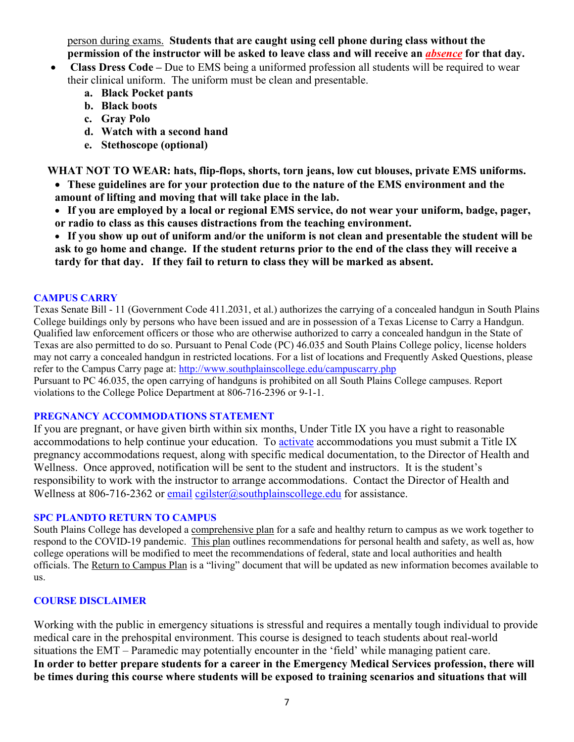person during exams. **Students that are caught using cell phone during class without the permission of the instructor will be asked to leave class and will receive an *absence* for that day.**

- **Class Dress Code –** Due to EMS being a uniformed profession all students will be required to wear their clinical uniform. The uniform must be clean and presentable.
    a. **Black Pocket pants**
    b. **Black boots**
    c. **Gray Polo**
    d. **Watch with a second hand**
    e. **Stethoscope (optional)**

**WHAT NOT TO WEAR: hats, flip-flops, shorts, torn jeans, low cut blouses, private EMS uniforms.**

- **These guidelines are for your protection due to the nature of the EMS environment and the amount of lifting and moving that will take place in the lab.**
- **If you are employed by a local or regional EMS service, do not wear your uniform, badge, pager, or radio to class as this causes distractions from the teaching environment.**
- **If you show up out of uniform and/or the uniform is not clean and presentable the student will be ask to go home and change. If the student returns prior to the end of the class they will receive a tardy for that day. If they fail to return to class they will be marked as absent.**

## CAMPUS CARRY

Texas Senate Bill - 11 (Government Code 411.2031, et al.) authorizes the carrying of a concealed handgun in South Plains College buildings only by persons who have been issued and are in possession of a Texas License to Carry a Handgun. Qualified law enforcement officers or those who are otherwise authorized to carry a concealed handgun in the State of Texas are also permitted to do so. Pursuant to Penal Code (PC) 46.035 and South Plains College policy, license holders may not carry a concealed handgun in restricted locations. For a list of locations and Frequently Asked Questions, please refer to the Campus Carry page at: http://www.southplainscollege.edu/campuscarry.php
Pursuant to PC 46.035, the open carrying of handguns is prohibited on all South Plains College campuses. Report violations to the College Police Department at 806-716-2396 or 9-1-1.

## PREGNANCY ACCOMMODATIONS STATEMENT

If you are pregnant, or have given birth within six months, Under Title IX you have a right to reasonable accommodations to help continue your education. To activate accommodations you must submit a Title IX pregnancy accommodations request, along with specific medical documentation, to the Director of Health and Wellness. Once approved, notification will be sent to the student and instructors. It is the student's responsibility to work with the instructor to arrange accommodations. Contact the Director of Health and Wellness at 806-716-2362 or email cgilster@southplainscollege.edu for assistance.

## SPC PLANDTO RETURN TO CAMPUS

South Plains College has developed a comprehensive plan for a safe and healthy return to campus as we work together to respond to the COVID-19 pandemic. This plan outlines recommendations for personal health and safety, as well as, how college operations will be modified to meet the recommendations of federal, state and local authorities and health officials. The Return to Campus Plan is a "living" document that will be updated as new information becomes available to us.

## COURSE DISCLAIMER

Working with the public in emergency situations is stressful and requires a mentally tough individual to provide medical care in the prehospital environment. This course is designed to teach students about real-world situations the EMT – Paramedic may potentially encounter in the 'field' while managing patient care.
**In order to better prepare students for a career in the Emergency Medical Services profession, there will be times during this course where students will be exposed to training scenarios and situations that will**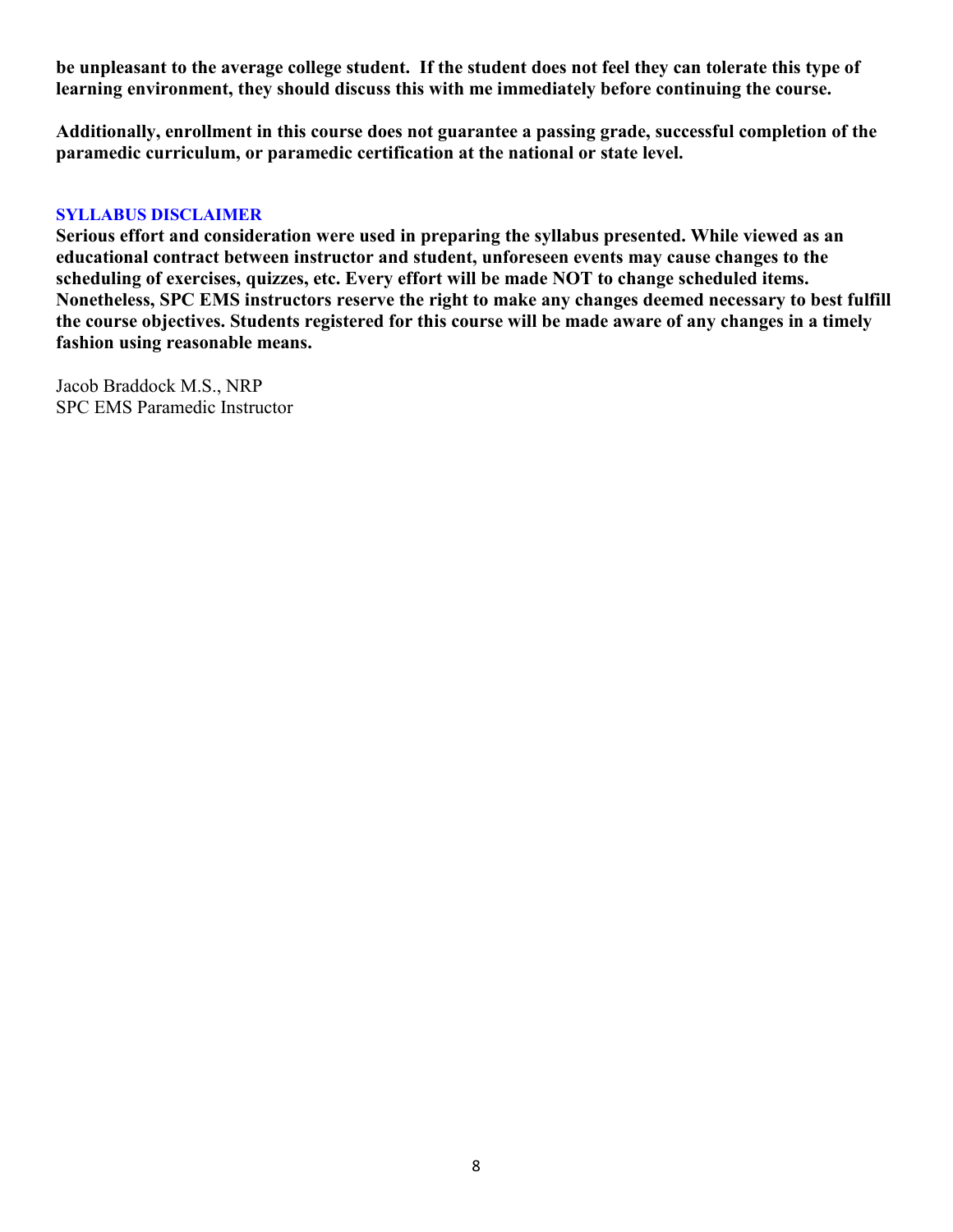**be unpleasant to the average college student. If the student does not feel they can tolerate this type of learning environment, they should discuss this with me immediately before continuing the course.**

**Additionally, enrollment in this course does not guarantee a passing grade, successful completion of the paramedic curriculum, or paramedic certification at the national or state level.**

### SYLLABUS DISCLAIMER

**Serious effort and consideration were used in preparing the syllabus presented. While viewed as an educational contract between instructor and student, unforeseen events may cause changes to the scheduling of exercises, quizzes, etc. Every effort will be made NOT to change scheduled items. Nonetheless, SPC EMS instructors reserve the right to make any changes deemed necessary to best fulfill the course objectives. Students registered for this course will be made aware of any changes in a timely fashion using reasonable means.**

Jacob Braddock M.S., NRP
SPC EMS Paramedic Instructor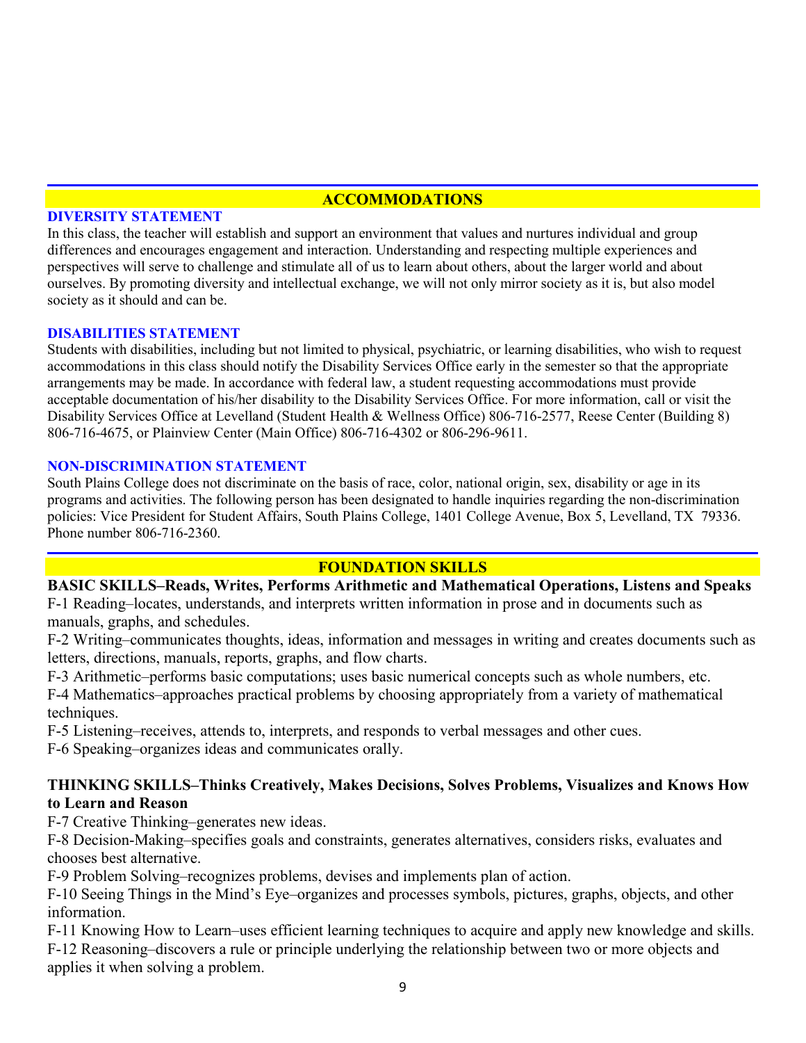## ACCOMMODATIONS

### DIVERSITY STATEMENT

In this class, the teacher will establish and support an environment that values and nurtures individual and group differences and encourages engagement and interaction. Understanding and respecting multiple experiences and perspectives will serve to challenge and stimulate all of us to learn about others, about the larger world and about ourselves. By promoting diversity and intellectual exchange, we will not only mirror society as it is, but also model society as it should and can be.

### DISABILITIES STATEMENT

Students with disabilities, including but not limited to physical, psychiatric, or learning disabilities, who wish to request accommodations in this class should notify the Disability Services Office early in the semester so that the appropriate arrangements may be made. In accordance with federal law, a student requesting accommodations must provide acceptable documentation of his/her disability to the Disability Services Office. For more information, call or visit the Disability Services Office at Levelland (Student Health & Wellness Office) 806-716-2577, Reese Center (Building 8) 806-716-4675, or Plainview Center (Main Office) 806-716-4302 or 806-296-9611.

### NON-DISCRIMINATION STATEMENT

South Plains College does not discriminate on the basis of race, color, national origin, sex, disability or age in its programs and activities. The following person has been designated to handle inquiries regarding the non-discrimination policies: Vice President for Student Affairs, South Plains College, 1401 College Avenue, Box 5, Levelland, TX 79336. Phone number 806-716-2360.

## FOUNDATION SKILLS

**BASIC SKILLS–Reads, Writes, Performs Arithmetic and Mathematical Operations, Listens and Speaks**

F-1 Reading–locates, understands, and interprets written information in prose and in documents such as manuals, graphs, and schedules.

F-2 Writing–communicates thoughts, ideas, information and messages in writing and creates documents such as letters, directions, manuals, reports, graphs, and flow charts.

F-3 Arithmetic–performs basic computations; uses basic numerical concepts such as whole numbers, etc.

F-4 Mathematics–approaches practical problems by choosing appropriately from a variety of mathematical techniques.

F-5 Listening–receives, attends to, interprets, and responds to verbal messages and other cues.

F-6 Speaking–organizes ideas and communicates orally.

**THINKING SKILLS–Thinks Creatively, Makes Decisions, Solves Problems, Visualizes and Knows How to Learn and Reason**

F-7 Creative Thinking–generates new ideas.

F-8 Decision-Making–specifies goals and constraints, generates alternatives, considers risks, evaluates and chooses best alternative.

F-9 Problem Solving–recognizes problems, devises and implements plan of action.

F-10 Seeing Things in the Mind's Eye–organizes and processes symbols, pictures, graphs, objects, and other information.

F-11 Knowing How to Learn–uses efficient learning techniques to acquire and apply new knowledge and skills.

F-12 Reasoning–discovers a rule or principle underlying the relationship between two or more objects and applies it when solving a problem.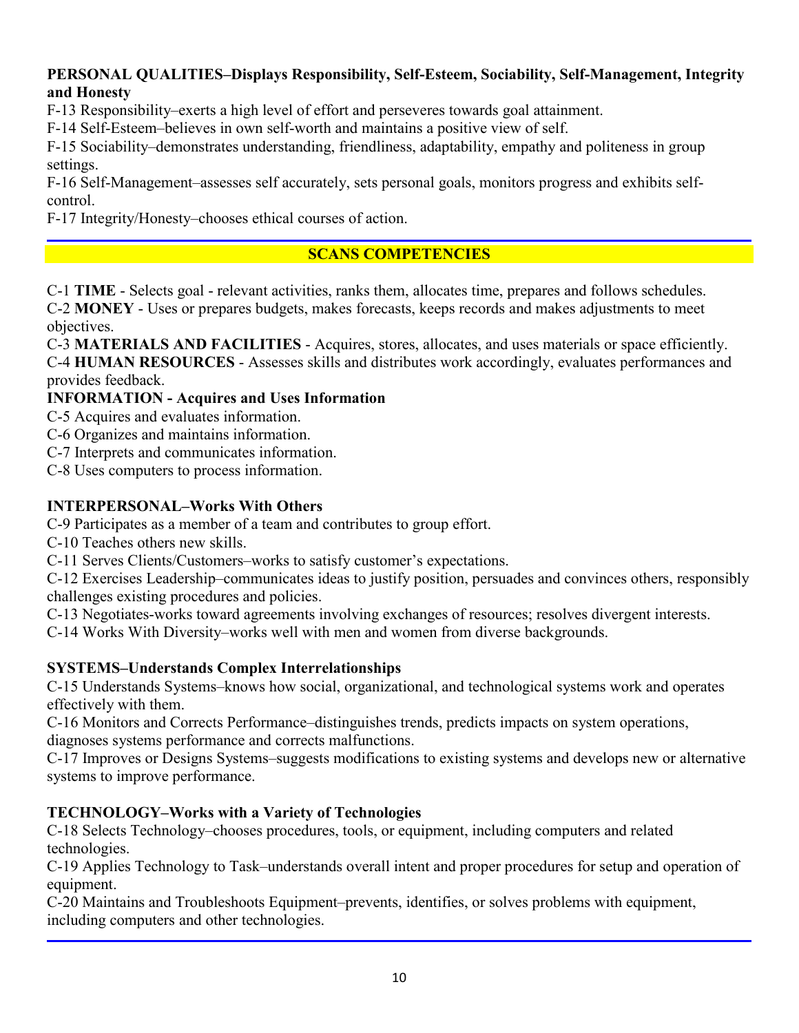**PERSONAL QUALITIES–Displays Responsibility, Self-Esteem, Sociability, Self-Management, Integrity and Honesty**

F-13 Responsibility–exerts a high level of effort and perseveres towards goal attainment.
F-14 Self-Esteem–believes in own self-worth and maintains a positive view of self.
F-15 Sociability–demonstrates understanding, friendliness, adaptability, empathy and politeness in group settings.
F-16 Self-Management–assesses self accurately, sets personal goals, monitors progress and exhibits self-control.
F-17 Integrity/Honesty–chooses ethical courses of action.

## SCANS COMPETENCIES

C-1 **TIME** - Selects goal - relevant activities, ranks them, allocates time, prepares and follows schedules.
C-2 **MONEY** - Uses or prepares budgets, makes forecasts, keeps records and makes adjustments to meet objectives.
C-3 **MATERIALS AND FACILITIES** - Acquires, stores, allocates, and uses materials or space efficiently.
C-4 **HUMAN RESOURCES** - Assesses skills and distributes work accordingly, evaluates performances and provides feedback.

**INFORMATION - Acquires and Uses Information**

C-5 Acquires and evaluates information.
C-6 Organizes and maintains information.
C-7 Interprets and communicates information.
C-8 Uses computers to process information.

**INTERPERSONAL–Works With Others**

C-9 Participates as a member of a team and contributes to group effort.
C-10 Teaches others new skills.
C-11 Serves Clients/Customers–works to satisfy customer's expectations.
C-12 Exercises Leadership–communicates ideas to justify position, persuades and convinces others, responsibly challenges existing procedures and policies.
C-13 Negotiates-works toward agreements involving exchanges of resources; resolves divergent interests.
C-14 Works With Diversity–works well with men and women from diverse backgrounds.

**SYSTEMS–Understands Complex Interrelationships**

C-15 Understands Systems–knows how social, organizational, and technological systems work and operates effectively with them.
C-16 Monitors and Corrects Performance–distinguishes trends, predicts impacts on system operations, diagnoses systems performance and corrects malfunctions.
C-17 Improves or Designs Systems–suggests modifications to existing systems and develops new or alternative systems to improve performance.

**TECHNOLOGY–Works with a Variety of Technologies**

C-18 Selects Technology–chooses procedures, tools, or equipment, including computers and related technologies.
C-19 Applies Technology to Task–understands overall intent and proper procedures for setup and operation of equipment.
C-20 Maintains and Troubleshoots Equipment–prevents, identifies, or solves problems with equipment, including computers and other technologies.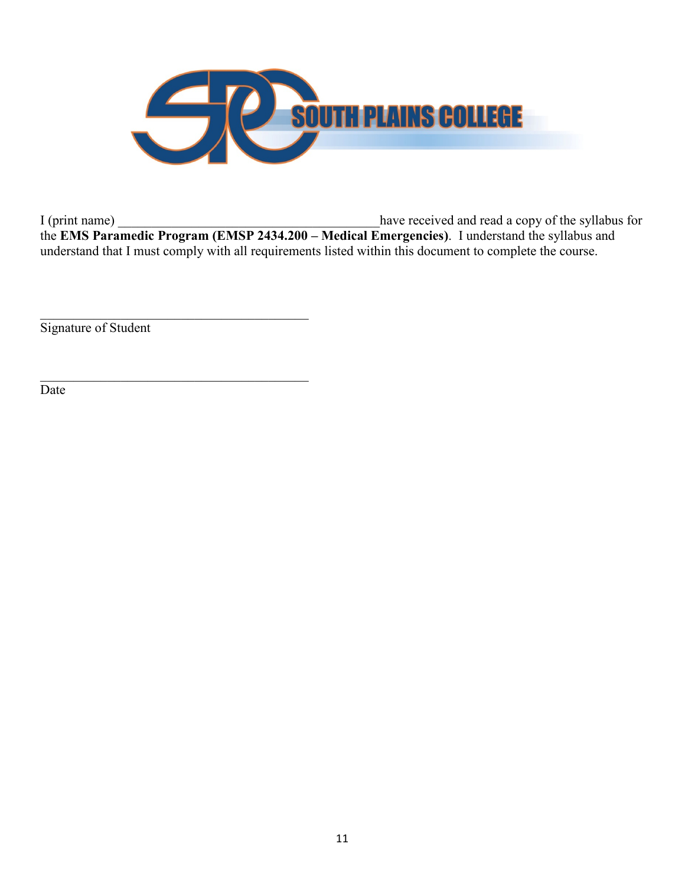I (print name) ________________________________________ have received and read a copy of the syllabus for the **EMS Paramedic Program (EMSP 2434.200 – Medical Emergencies)**. I understand the syllabus and understand that I must comply with all requirements listed within this document to complete the course.

__________________________________________
Signature of Student

__________________________________________
Date